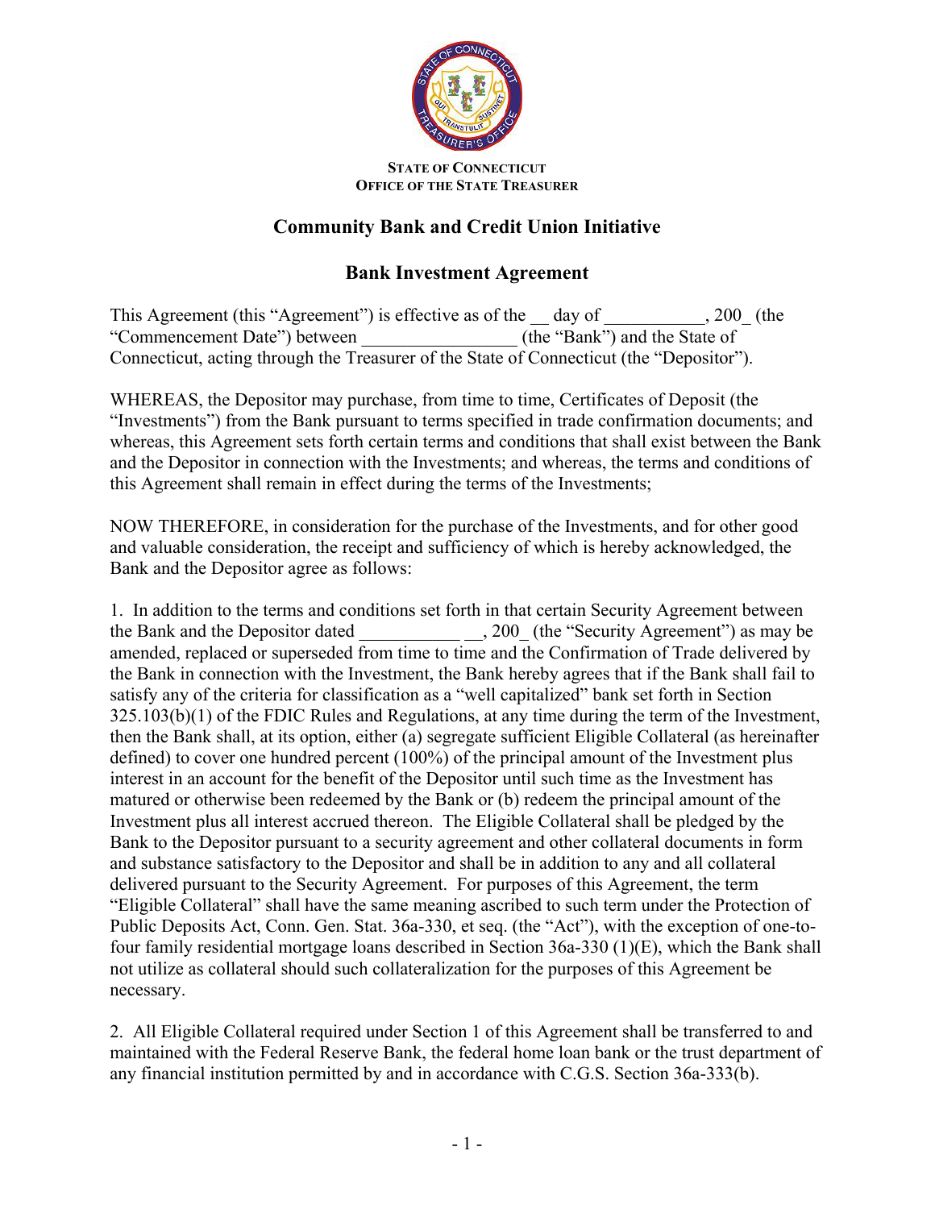**STATE OF CONNECTICUT**
**OFFICE OF THE STATE TREASURER**

# Community Bank and Credit Union Initiative

## Bank Investment Agreement

This Agreement (this "Agreement") is effective as of the __ day of ___________, 200_ (the "Commencement Date") between _________________ (the "Bank") and the State of Connecticut, acting through the Treasurer of the State of Connecticut (the "Depositor").

WHEREAS, the Depositor may purchase, from time to time, Certificates of Deposit (the "Investments") from the Bank pursuant to terms specified in trade confirmation documents; and whereas, this Agreement sets forth certain terms and conditions that shall exist between the Bank and the Depositor in connection with the Investments; and whereas, the terms and conditions of this Agreement shall remain in effect during the terms of the Investments;

NOW THEREFORE, in consideration for the purchase of the Investments, and for other good and valuable consideration, the receipt and sufficiency of which is hereby acknowledged, the Bank and the Depositor agree as follows:

1. In addition to the terms and conditions set forth in that certain Security Agreement between the Bank and the Depositor dated ___________ __, 200_ (the "Security Agreement") as may be amended, replaced or superseded from time to time and the Confirmation of Trade delivered by the Bank in connection with the Investment, the Bank hereby agrees that if the Bank shall fail to satisfy any of the criteria for classification as a "well capitalized" bank set forth in Section 325.103(b)(1) of the FDIC Rules and Regulations, at any time during the term of the Investment, then the Bank shall, at its option, either (a) segregate sufficient Eligible Collateral (as hereinafter defined) to cover one hundred percent (100%) of the principal amount of the Investment plus interest in an account for the benefit of the Depositor until such time as the Investment has matured or otherwise been redeemed by the Bank or (b) redeem the principal amount of the Investment plus all interest accrued thereon. The Eligible Collateral shall be pledged by the Bank to the Depositor pursuant to a security agreement and other collateral documents in form and substance satisfactory to the Depositor and shall be in addition to any and all collateral delivered pursuant to the Security Agreement. For purposes of this Agreement, the term "Eligible Collateral" shall have the same meaning ascribed to such term under the Protection of Public Deposits Act, Conn. Gen. Stat. 36a-330, et seq. (the "Act"), with the exception of one-to-four family residential mortgage loans described in Section 36a-330 (1)(E), which the Bank shall not utilize as collateral should such collateralization for the purposes of this Agreement be necessary.

2. All Eligible Collateral required under Section 1 of this Agreement shall be transferred to and maintained with the Federal Reserve Bank, the federal home loan bank or the trust department of any financial institution permitted by and in accordance with C.G.S. Section 36a-333(b).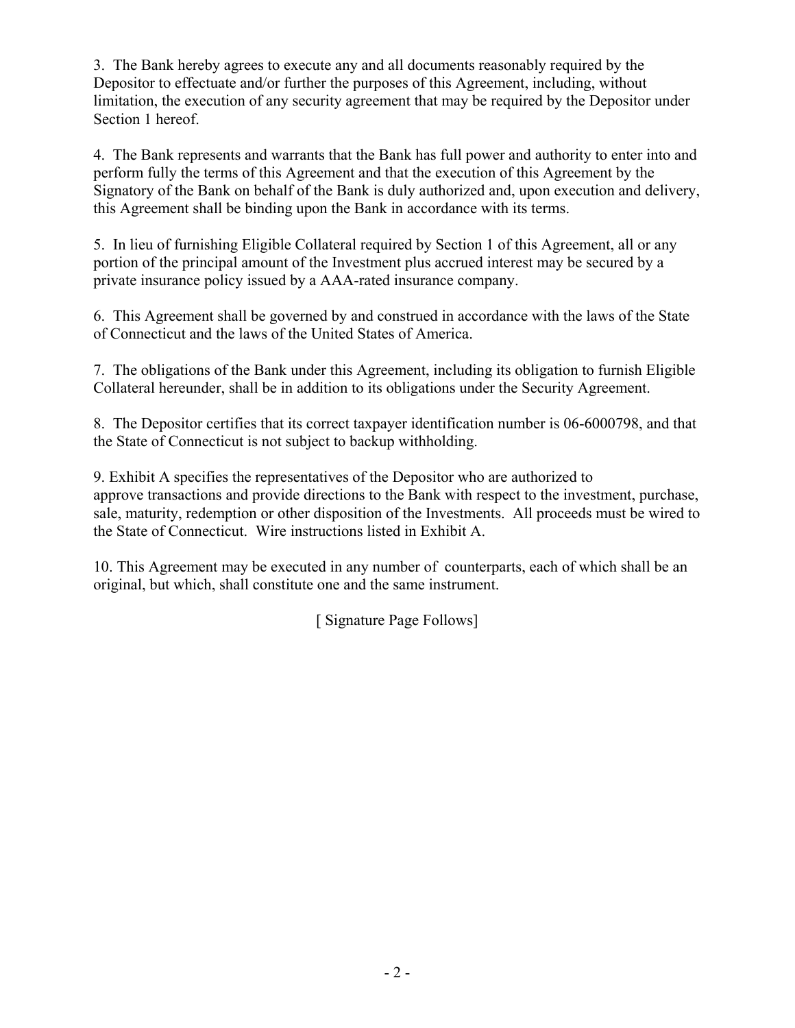3.  The Bank hereby agrees to execute any and all documents reasonably required by the Depositor to effectuate and/or further the purposes of this Agreement, including, without limitation, the execution of any security agreement that may be required by the Depositor under Section 1 hereof.

4.  The Bank represents and warrants that the Bank has full power and authority to enter into and perform fully the terms of this Agreement and that the execution of this Agreement by the Signatory of the Bank on behalf of the Bank is duly authorized and, upon execution and delivery, this Agreement shall be binding upon the Bank in accordance with its terms.

5.  In lieu of furnishing Eligible Collateral required by Section 1 of this Agreement, all or any portion of the principal amount of the Investment plus accrued interest may be secured by a private insurance policy issued by a AAA-rated insurance company.

6.  This Agreement shall be governed by and construed in accordance with the laws of the State of Connecticut and the laws of the United States of America.

7.  The obligations of the Bank under this Agreement, including its obligation to furnish Eligible Collateral hereunder, shall be in addition to its obligations under the Security Agreement.

8.  The Depositor certifies that its correct taxpayer identification number is 06-6000798, and that the State of Connecticut is not subject to backup withholding.

9. Exhibit A specifies the representatives of the Depositor who are authorized to approve transactions and provide directions to the Bank with respect to the investment, purchase, sale, maturity, redemption or other disposition of the Investments.  All proceeds must be wired to the State of Connecticut.  Wire instructions listed in Exhibit A.

10. This Agreement may be executed in any number of  counterparts, each of which shall be an original, but which, shall constitute one and the same instrument.

[ Signature Page Follows]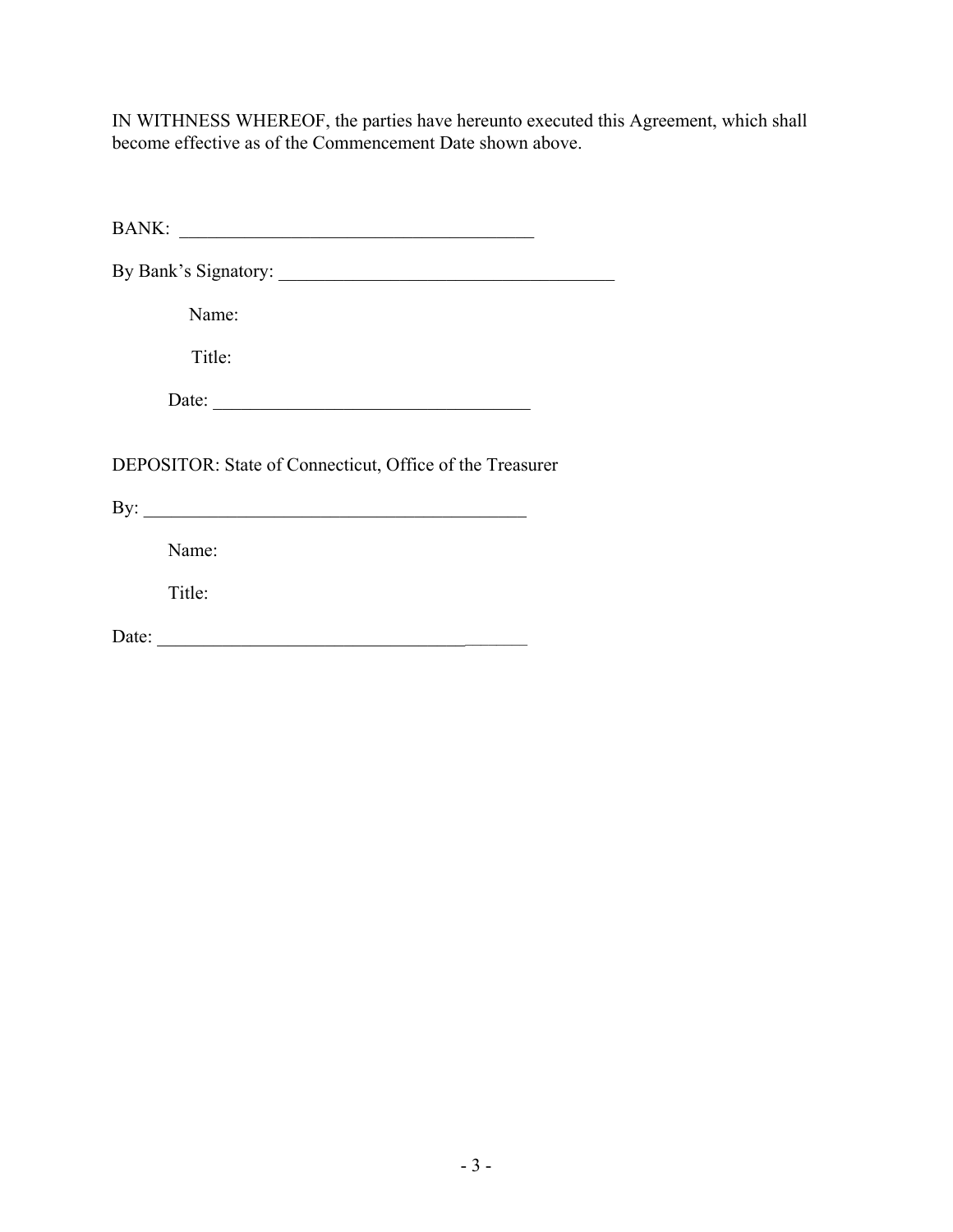IN WITNESS WHEREOF, the parties have hereunto executed this Agreement, which shall become effective as of the Commencement Date shown above.

BANK: ______________________________________

By Bank's Signatory: ____________________________________

Name:

Title:

Date: __________________________________

DEPOSITOR: State of Connecticut, Office of the Treasurer

By: __________________________________________

Name:

Title:

Date: _________________________________________